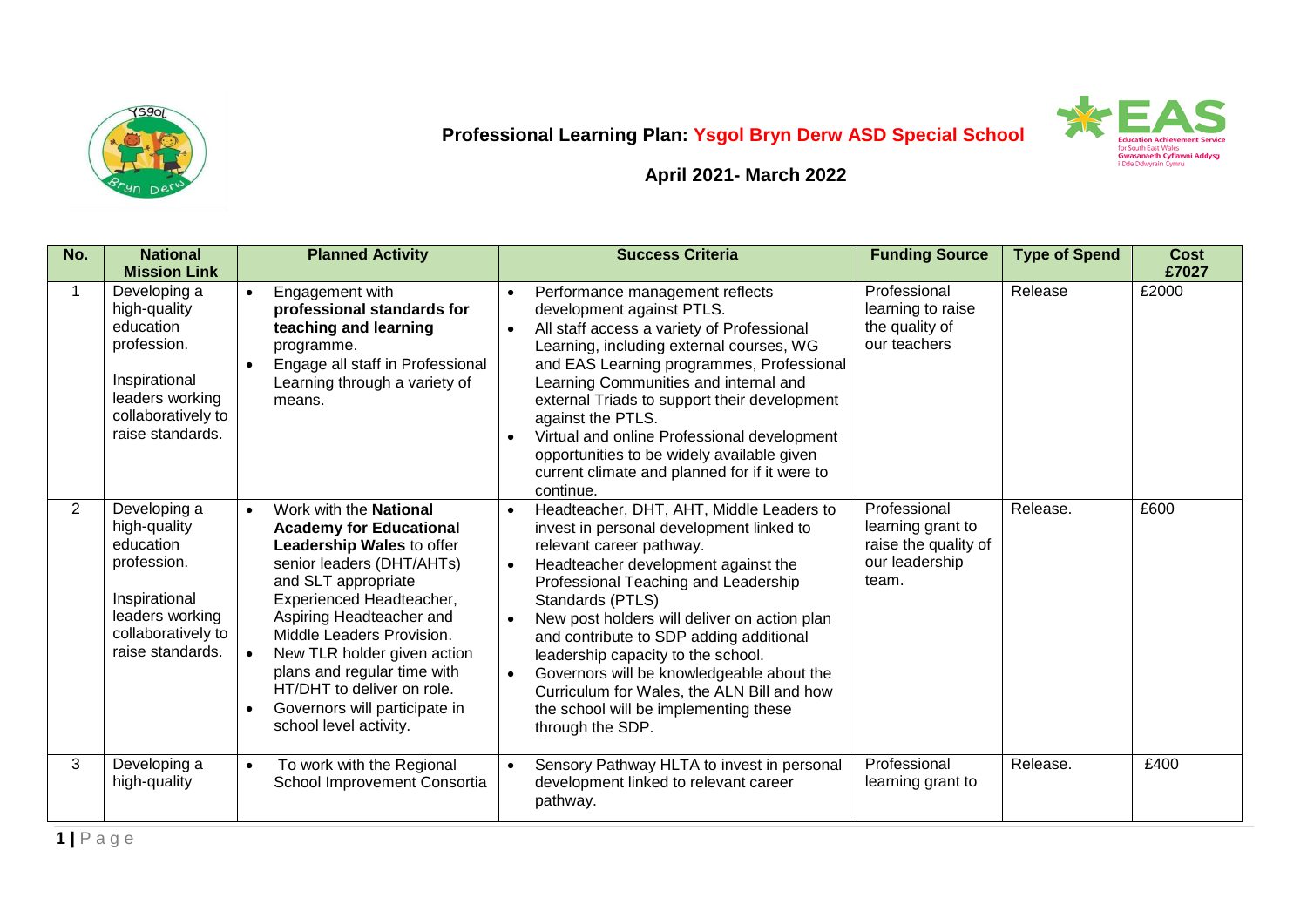# Professional Learning Plan: Ysgol Bryn Derw ASD Special School

## April 2021- March 2022

| No. | National Mission Link | Planned Activity | Success Criteria | Funding Source | Type of Spend | Cost £7027 |
|---|---|---|---|---|---|---|
| 1 | Developing a high-quality education profession.<br><br>Inspirational leaders working collaboratively to raise standards. | • Engagement with **professional standards for teaching and learning** programme.<br>• Engage all staff in Professional Learning through a variety of means. | • Performance management reflects development against PTLS.<br>• All staff access a variety of Professional Learning, including external courses, WG and EAS Learning programmes, Professional Learning Communities and internal and external Triads to support their development against the PTLS.<br>• Virtual and online Professional development opportunities to be widely available given current climate and planned for if it were to continue. | Professional learning to raise the quality of our teachers | Release | £2000 |
| 2 | Developing a high-quality education profession.<br><br>Inspirational leaders working collaboratively to raise standards. | • Work with the **National Academy for Educational Leadership Wales** to offer senior leaders (DHT/AHTs) and SLT appropriate Experienced Headteacher, Aspiring Headteacher and Middle Leaders Provision.<br>• New TLR holder given action plans and regular time with HT/DHT to deliver on role.<br>• Governors will participate in school level activity. | • Headteacher, DHT, AHT, Middle Leaders to invest in personal development linked to relevant career pathway.<br>• Headteacher development against the Professional Teaching and Leadership Standards (PTLS)<br>• New post holders will deliver on action plan and contribute to SDP adding additional leadership capacity to the school.<br>• Governors will be knowledgeable about the Curriculum for Wales, the ALN Bill and how the school will be implementing these through the SDP. | Professional learning grant to raise the quality of our leadership team. | Release. | £600 |
| 3 | Developing a high-quality | • To work with the Regional School Improvement Consortia | • Sensory Pathway HLTA to invest in personal development linked to relevant career pathway. | Professional learning grant to | Release. | £400 |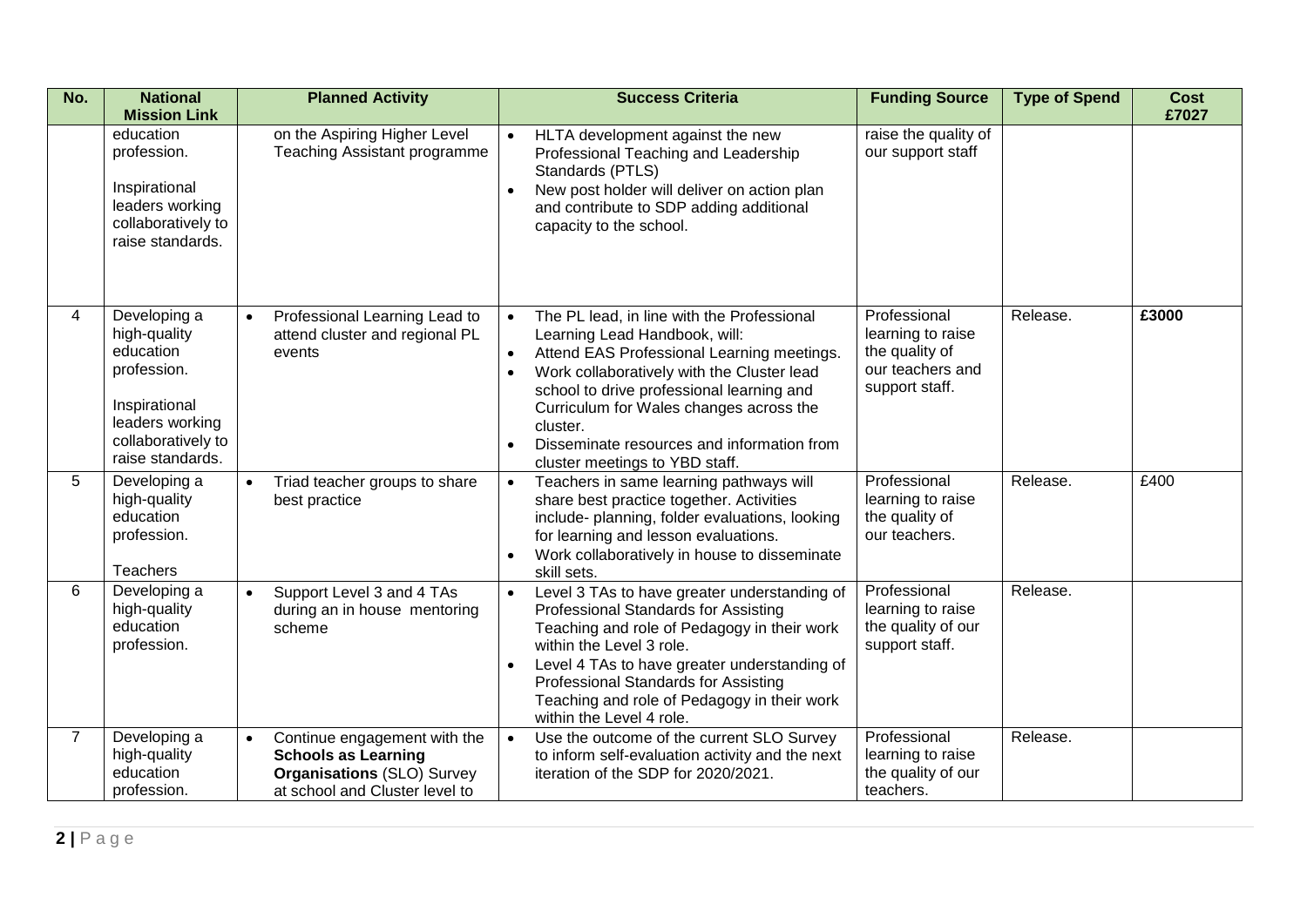| No. | National Mission Link | Planned Activity | Success Criteria | Funding Source | Type of Spend | Cost £7027 |
|---|---|---|---|---|---|---|
| | education profession.<br><br>Inspirational leaders working collaboratively to raise standards. | on the Aspiring Higher Level Teaching Assistant programme | • HLTA development against the new Professional Teaching and Leadership Standards (PTLS)<br>• New post holder will deliver on action plan and contribute to SDP adding additional capacity to the school. | raise the quality of our support staff | | |
| 4 | Developing a high-quality education profession.<br><br>Inspirational leaders working collaboratively to raise standards. | • Professional Learning Lead to attend cluster and regional PL events | • The PL lead, in line with the Professional Learning Lead Handbook, will:<br>• Attend EAS Professional Learning meetings.<br>• Work collaboratively with the Cluster lead school to drive professional learning and Curriculum for Wales changes across the cluster.<br>• Disseminate resources and information from cluster meetings to YBD staff. | Professional learning to raise the quality of our teachers and support staff. | Release. | **£3000** |
| 5 | Developing a high-quality education profession.<br><br>Teachers | • Triad teacher groups to share best practice | • Teachers in same learning pathways will share best practice together. Activities include- planning, folder evaluations, looking for learning and lesson evaluations.<br>• Work collaboratively in house to disseminate skill sets. | Professional learning to raise the quality of our teachers. | Release. | £400 |
| 6 | Developing a high-quality education profession. | • Support Level 3 and 4 TAs during an in house mentoring scheme | • Level 3 TAs to have greater understanding of Professional Standards for Assisting Teaching and role of Pedagogy in their work within the Level 3 role.<br>• Level 4 TAs to have greater understanding of Professional Standards for Assisting Teaching and role of Pedagogy in their work within the Level 4 role. | Professional learning to raise the quality of our support staff. | Release. | |
| 7 | Developing a high-quality education profession. | • Continue engagement with the **Schools as Learning Organisations** (SLO) Survey at school and Cluster level to | • Use the outcome of the current SLO Survey to inform self-evaluation activity and the next iteration of the SDP for 2020/2021. | Professional learning to raise the quality of our teachers. | Release. | |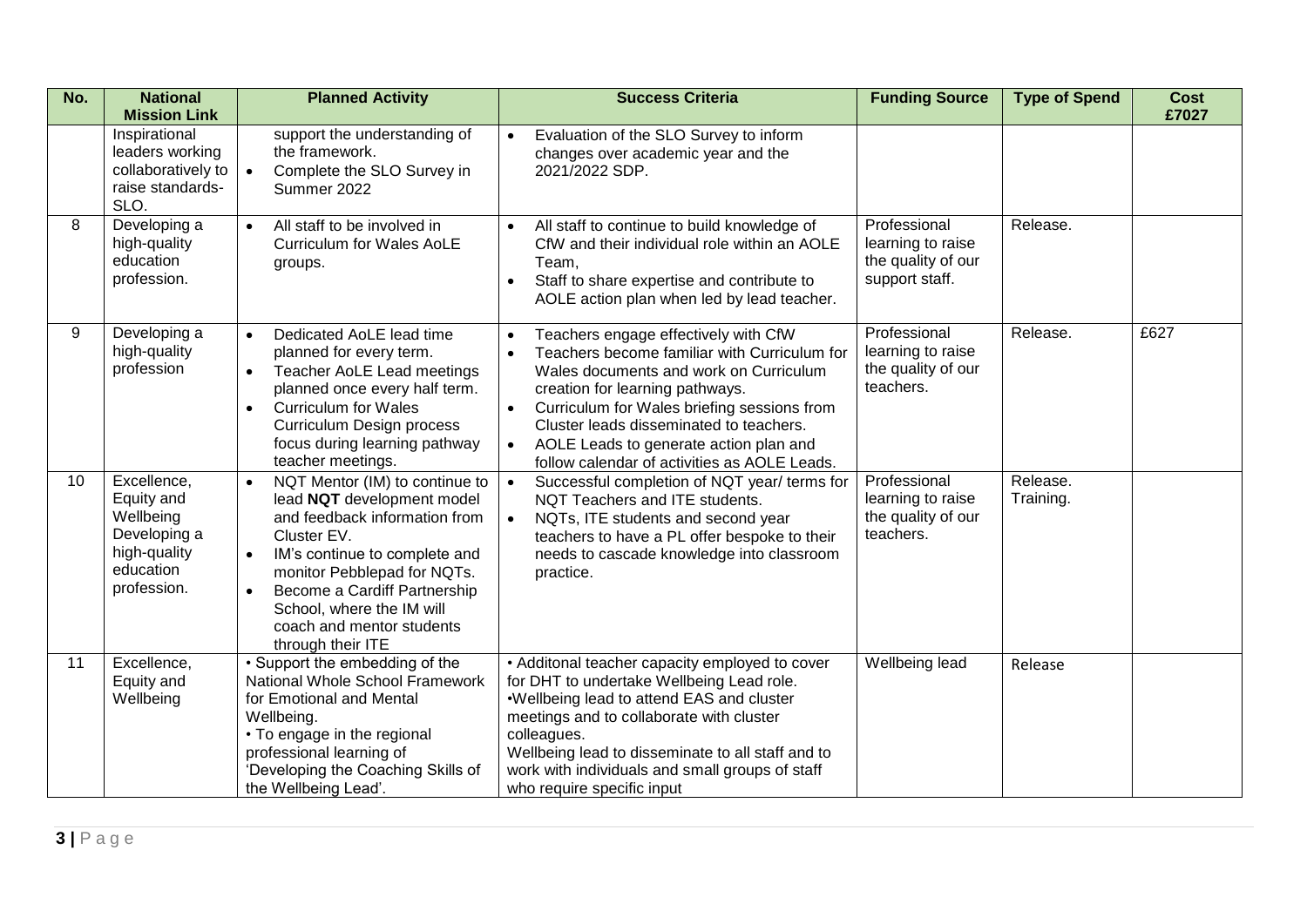| No. | National Mission Link | Planned Activity | Success Criteria | Funding Source | Type of Spend | Cost £7027 |
|---|---|---|---|---|---|---|
| | Inspirational leaders working collaboratively to raise standards- SLO. | support the understanding of the framework.<br>• Complete the SLO Survey in Summer 2022 | • Evaluation of the SLO Survey to inform changes over academic year and the 2021/2022 SDP. | | | |
| 8 | Developing a high-quality education profession. | • All staff to be involved in Curriculum for Wales AoLE groups. | • All staff to continue to build knowledge of CfW and their individual role within an AOLE Team,<br>• Staff to share expertise and contribute to AOLE action plan when led by lead teacher. | Professional learning to raise the quality of our support staff. | Release. | |
| 9 | Developing a high-quality profession | • Dedicated AoLE lead time planned for every term.<br>• Teacher AoLE Lead meetings planned once every half term.<br>• Curriculum for Wales Curriculum Design process focus during learning pathway teacher meetings. | • Teachers engage effectively with CfW<br>• Teachers become familiar with Curriculum for Wales documents and work on Curriculum creation for learning pathways.<br>• Curriculum for Wales briefing sessions from Cluster leads disseminated to teachers.<br>• AOLE Leads to generate action plan and follow calendar of activities as AOLE Leads. | Professional learning to raise the quality of our teachers. | Release. | £627 |
| 10 | Excellence, Equity and Wellbeing Developing a high-quality education profession. | • NQT Mentor (IM) to continue to lead **NQT** development model and feedback information from Cluster EV.<br>• IM's continue to complete and monitor Pebblepad for NQTs.<br>• Become a Cardiff Partnership School, where the IM will coach and mentor students through their ITE | • Successful completion of NQT year/ terms for NQT Teachers and ITE students.<br>• NQTs, ITE students and second year teachers to have a PL offer bespoke to their needs to cascade knowledge into classroom practice. | Professional learning to raise the quality of our teachers. | Release. Training. | |
| 11 | Excellence, Equity and Wellbeing | • Support the embedding of the National Whole School Framework for Emotional and Mental Wellbeing.<br>• To engage in the regional professional learning of 'Developing the Coaching Skills of the Wellbeing Lead'. | • Additonal teacher capacity employed to cover for DHT to undertake Wellbeing Lead role.<br>•Wellbeing lead to attend EAS and cluster meetings and to collaborate with cluster colleagues.<br>Wellbeing lead to disseminate to all staff and to work with individuals and small groups of staff who require specific input | Wellbeing lead | Release | |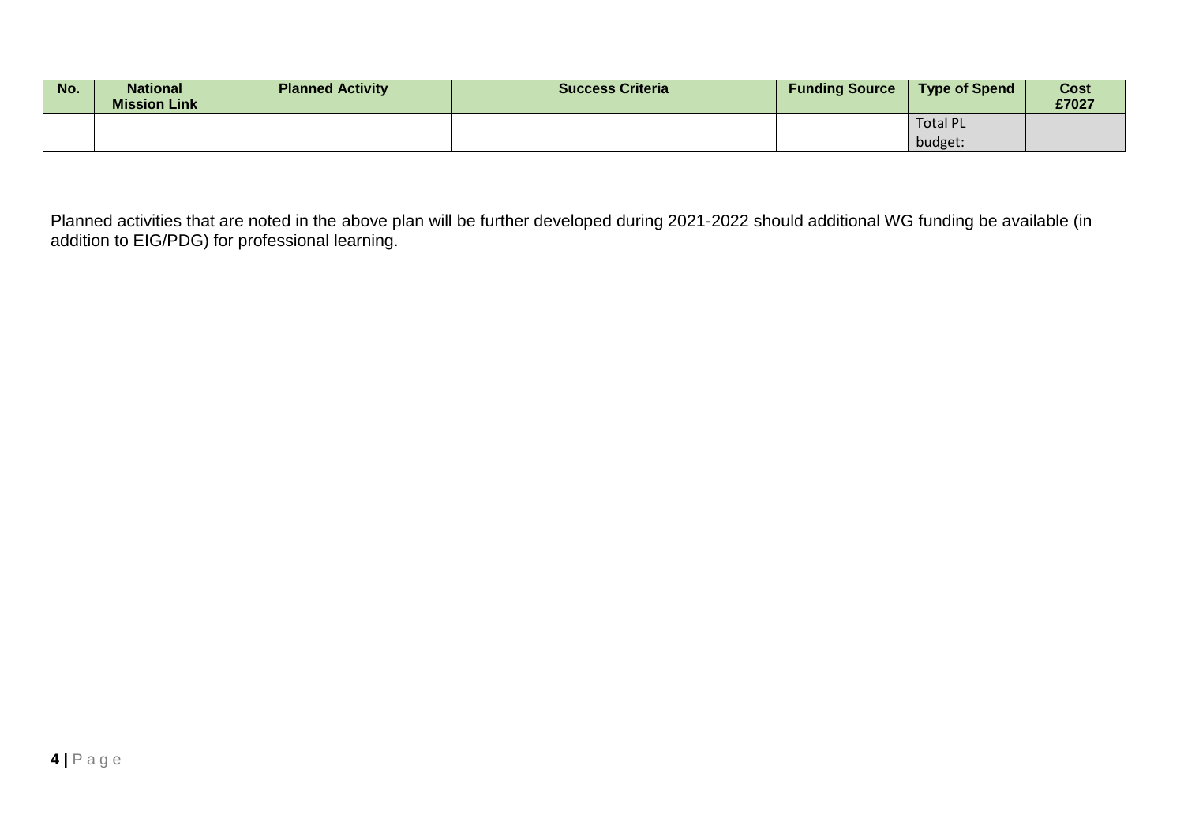| No. | National Mission Link | Planned Activity | Success Criteria | Funding Source | Type of Spend | Cost £7027 |
|---|---|---|---|---|---|---|
| | | | | | Total PL budget: | |

Planned activities that are noted in the above plan will be further developed during 2021-2022 should additional WG funding be available (in addition to EIG/PDG) for professional learning.